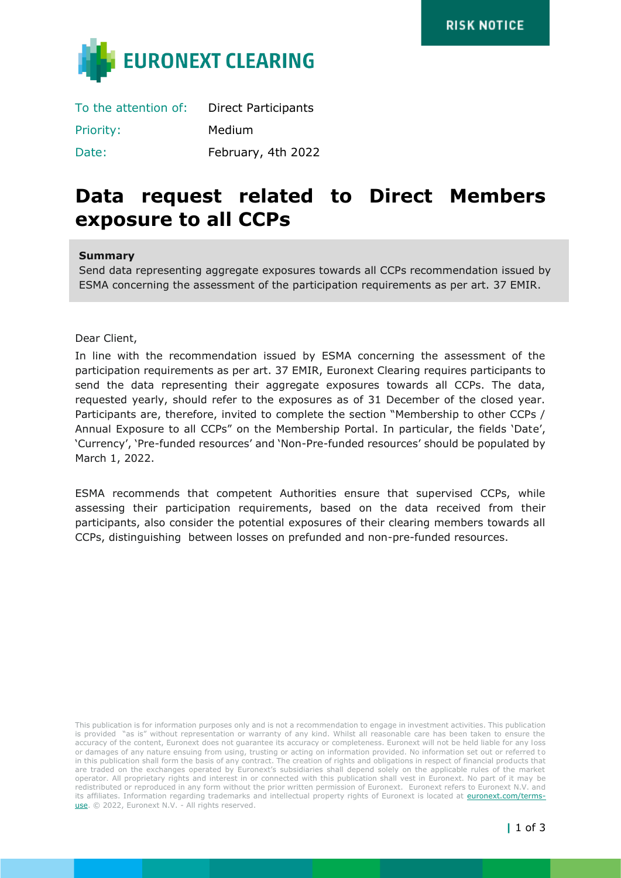EURONEXT CLEARING

RISK NOTICE

| To the attention of: | Direct Participants |
| --- | --- |
| Priority: | Medium |
| Date: | February, 4th 2022 |

# Data request related to Direct Members exposure to all CCPs

**Summary**

Send data representing aggregate exposures towards all CCPs recommendation issued by ESMA concerning the assessment of the participation requirements as per art. 37 EMIR.

Dear Client,

In line with the recommendation issued by ESMA concerning the assessment of the participation requirements as per art. 37 EMIR, Euronext Clearing requires participants to send the data representing their aggregate exposures towards all CCPs. The data, requested yearly, should refer to the exposures as of 31 December of the closed year. Participants are, therefore, invited to complete the section "Membership to other CCPs / Annual Exposure to all CCPs" on the Membership Portal. In particular, the fields 'Date', 'Currency', 'Pre-funded resources' and 'Non-Pre-funded resources' should be populated by March 1, 2022.

ESMA recommends that competent Authorities ensure that supervised CCPs, while assessing their participation requirements, based on the data received from their participants, also consider the potential exposures of their clearing members towards all CCPs, distinguishing between losses on prefunded and non-pre-funded resources.

This publication is for information purposes only and is not a recommendation to engage in investment activities. This publication is provided "as is" without representation or warranty of any kind. Whilst all reasonable care has been taken to ensure the accuracy of the content, Euronext does not guarantee its accuracy or completeness. Euronext will not be held liable for any loss or damages of any nature ensuing from using, trusting or acting on information provided. No information set out or referred to in this publication shall form the basis of any contract. The creation of rights and obligations in respect of financial products that are traded on the exchanges operated by Euronext's subsidiaries shall depend solely on the applicable rules of the market operator. All proprietary rights and interest in or connected with this publication shall vest in Euronext. No part of it may be redistributed or reproduced in any form without the prior written permission of Euronext. Euronext refers to Euronext N.V. and its affiliates. Information regarding trademarks and intellectual property rights of Euronext is located at euronext.com/terms-use. © 2022, Euronext N.V. - All rights reserved.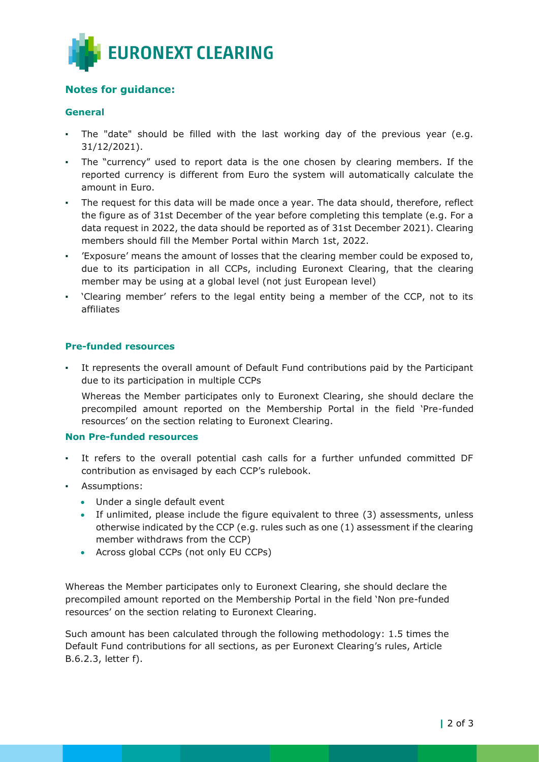## Notes for guidance:

### General

- The "date" should be filled with the last working day of the previous year (e.g. 31/12/2021).
- The "currency" used to report data is the one chosen by clearing members. If the reported currency is different from Euro the system will automatically calculate the amount in Euro.
- The request for this data will be made once a year. The data should, therefore, reflect the figure as of 31st December of the year before completing this template (e.g. For a data request in 2022, the data should be reported as of 31st December 2021). Clearing members should fill the Member Portal within March 1st, 2022.
- 'Exposure' means the amount of losses that the clearing member could be exposed to, due to its participation in all CCPs, including Euronext Clearing, that the clearing member may be using at a global level (not just European level)
- 'Clearing member' refers to the legal entity being a member of the CCP, not to its affiliates

### Pre-funded resources

- It represents the overall amount of Default Fund contributions paid by the Participant due to its participation in multiple CCPs

  Whereas the Member participates only to Euronext Clearing, she should declare the precompiled amount reported on the Membership Portal in the field 'Pre-funded resources' on the section relating to Euronext Clearing.

### Non Pre-funded resources

- It refers to the overall potential cash calls for a further unfunded committed DF contribution as envisaged by each CCP's rulebook.
- Assumptions:
  - Under a single default event
  - If unlimited, please include the figure equivalent to three (3) assessments, unless otherwise indicated by the CCP (e.g. rules such as one (1) assessment if the clearing member withdraws from the CCP)
  - Across global CCPs (not only EU CCPs)

Whereas the Member participates only to Euronext Clearing, she should declare the precompiled amount reported on the Membership Portal in the field 'Non pre-funded resources' on the section relating to Euronext Clearing.

Such amount has been calculated through the following methodology: 1.5 times the Default Fund contributions for all sections, as per Euronext Clearing's rules, Article B.6.2.3, letter f).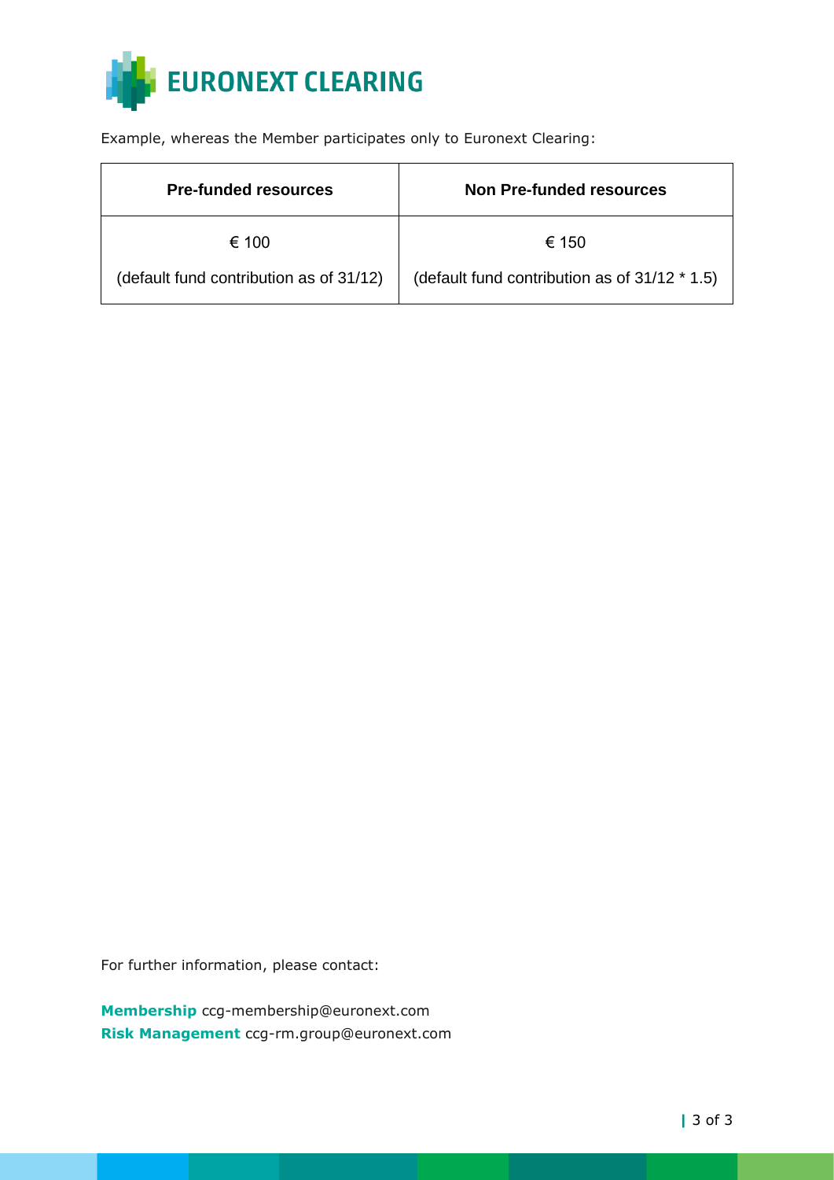Example, whereas the Member participates only to Euronext Clearing:

| Pre-funded resources | Non Pre-funded resources |
|---|---|
| € 100<br>(default fund contribution as of 31/12) | € 150<br>(default fund contribution as of 31/12 * 1.5) |

For further information, please contact:

**Membership** ccg-membership@euronext.com
**Risk Management** ccg-rm.group@euronext.com